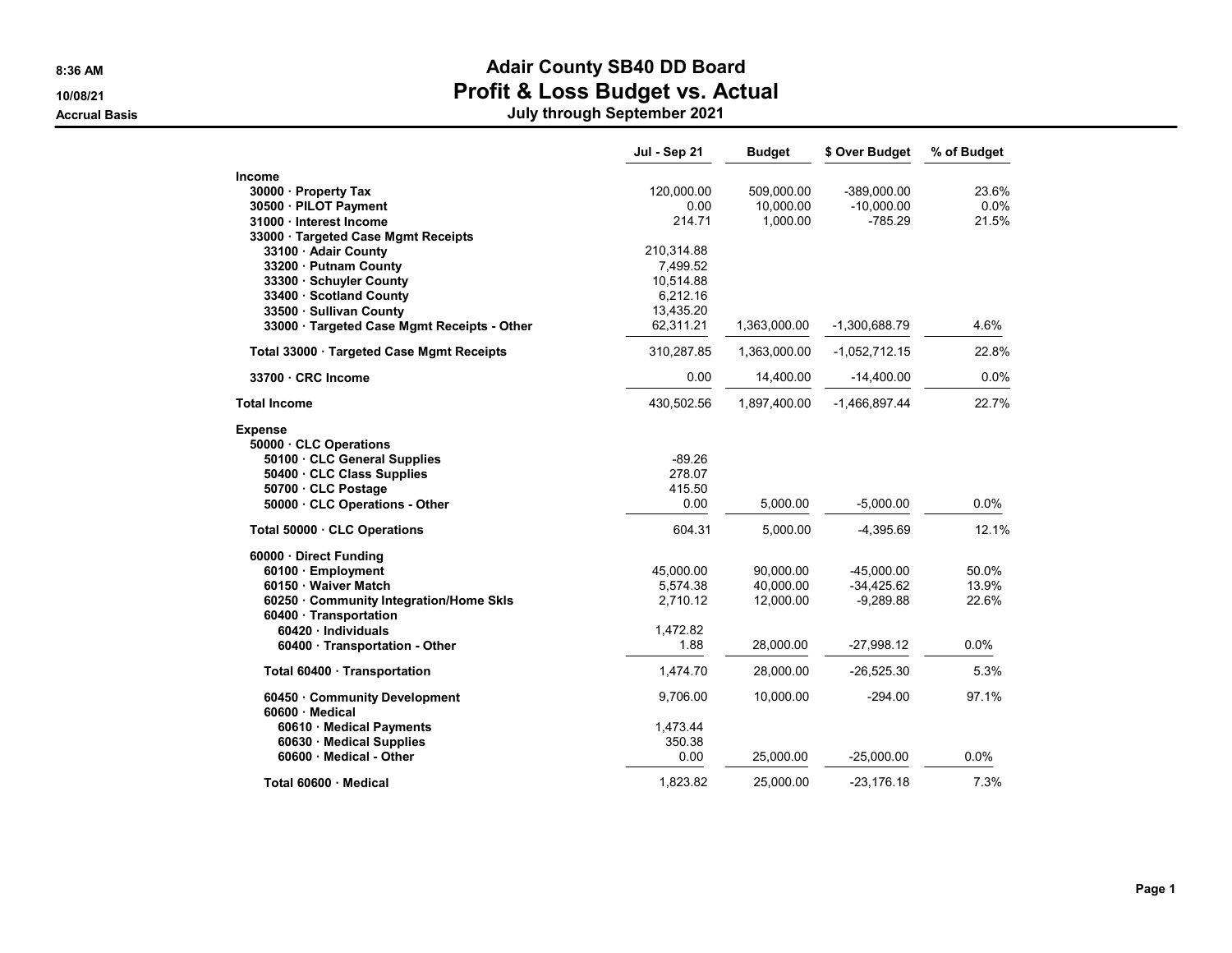# Adair County SB40 DD Board

## Profit & Loss Budget vs. Actual

### July through September 2021

8:36 AM
10/08/21
Accrual Basis

| | Jul - Sep 21 | Budget | $ Over Budget | % of Budget |
|---|---|---|---|---|
| **Income** | | | | |
| **30000 · Property Tax** | 120,000.00 | 509,000.00 | -389,000.00 | 23.6% |
| **30500 · PILOT Payment** | 0.00 | 10,000.00 | -10,000.00 | 0.0% |
| **31000 · Interest Income** | 214.71 | 1,000.00 | -785.29 | 21.5% |
| **33000 · Targeted Case Mgmt Receipts** | | | | |
| **33100 · Adair County** | 210,314.88 | | | |
| **33200 · Putnam County** | 7,499.52 | | | |
| **33300 · Schuyler County** | 10,514.88 | | | |
| **33400 · Scotland County** | 6,212.16 | | | |
| **33500 · Sullivan County** | 13,435.20 | | | |
| **33000 · Targeted Case Mgmt Receipts - Other** | 62,311.21 | 1,363,000.00 | -1,300,688.79 | 4.6% |
| **Total 33000 · Targeted Case Mgmt Receipts** | 310,287.85 | 1,363,000.00 | -1,052,712.15 | 22.8% |
| **33700 · CRC Income** | 0.00 | 14,400.00 | -14,400.00 | 0.0% |
| **Total Income** | 430,502.56 | 1,897,400.00 | -1,466,897.44 | 22.7% |
| **Expense** | | | | |
| **50000 · CLC Operations** | | | | |
| **50100 · CLC General Supplies** | -89.26 | | | |
| **50400 · CLC Class Supplies** | 278.07 | | | |
| **50700 · CLC Postage** | 415.50 | | | |
| **50000 · CLC Operations - Other** | 0.00 | 5,000.00 | -5,000.00 | 0.0% |
| **Total 50000 · CLC Operations** | 604.31 | 5,000.00 | -4,395.69 | 12.1% |
| **60000 · Direct Funding** | | | | |
| **60100 · Employment** | 45,000.00 | 90,000.00 | -45,000.00 | 50.0% |
| **60150 · Waiver Match** | 5,574.38 | 40,000.00 | -34,425.62 | 13.9% |
| **60250 · Community Integration/Home Skls** | 2,710.12 | 12,000.00 | -9,289.88 | 22.6% |
| **60400 · Transportation** | | | | |
| **60420 · Individuals** | 1,472.82 | | | |
| **60400 · Transportation - Other** | 1.88 | 28,000.00 | -27,998.12 | 0.0% |
| **Total 60400 · Transportation** | 1,474.70 | 28,000.00 | -26,525.30 | 5.3% |
| **60450 · Community Development** | 9,706.00 | 10,000.00 | -294.00 | 97.1% |
| **60600 · Medical** | | | | |
| **60610 · Medical Payments** | 1,473.44 | | | |
| **60630 · Medical Supplies** | 350.38 | | | |
| **60600 · Medical - Other** | 0.00 | 25,000.00 | -25,000.00 | 0.0% |
| **Total 60600 · Medical** | 1,823.82 | 25,000.00 | -23,176.18 | 7.3% |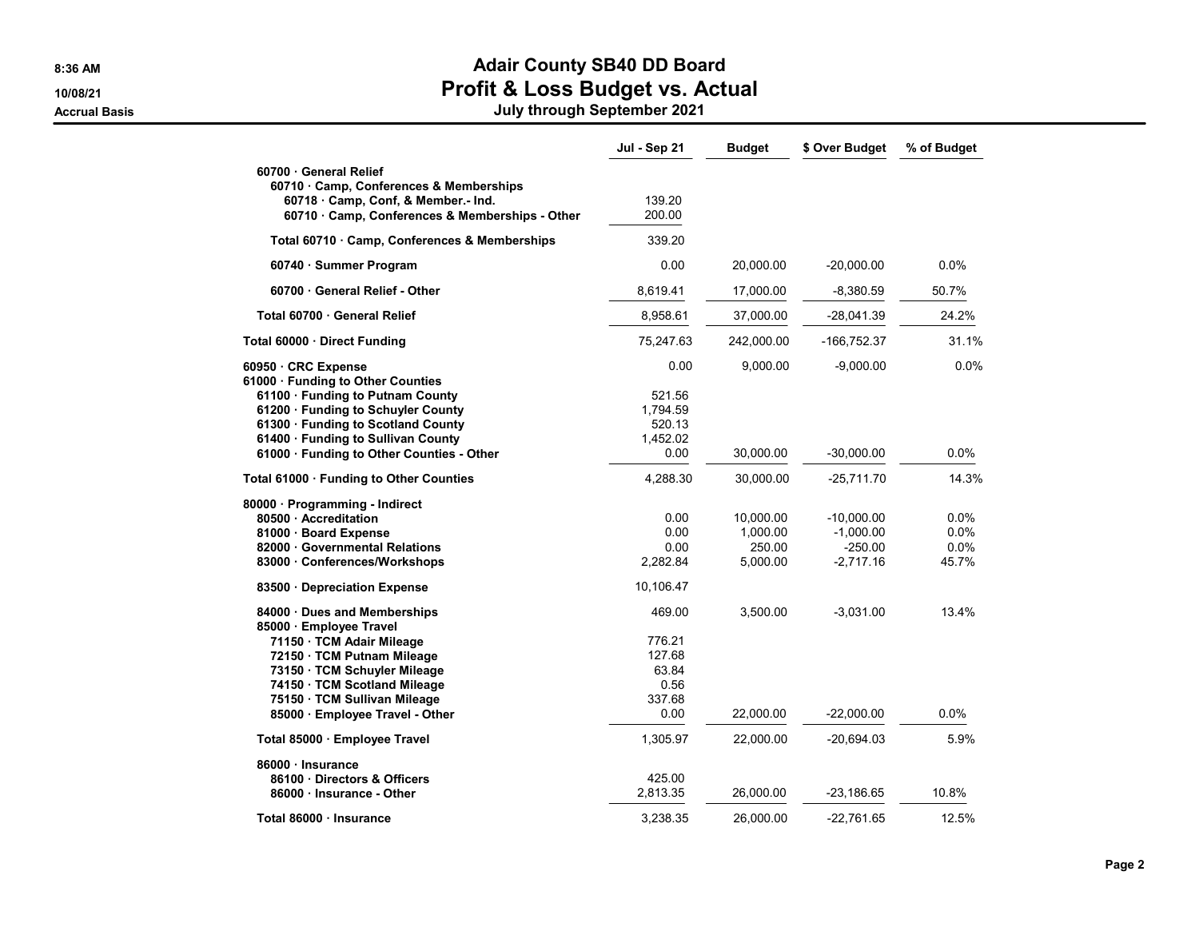# Adair County SB40 DD Board
## Profit & Loss Budget vs. Actual
### July through September 2021

8:36 AM
10/08/21
Accrual Basis

| | Jul - Sep 21 | Budget | $ Over Budget | % of Budget |
|---|---|---|---|---|
| 60700 · General Relief | | | | |
| 60710 · Camp, Conferences & Memberships | | | | |
| 60718 · Camp, Conf, & Member.- Ind. | 139.20 | | | |
| 60710 · Camp, Conferences & Memberships - Other | 200.00 | | | |
| Total 60710 · Camp, Conferences & Memberships | 339.20 | | | |
| 60740 · Summer Program | 0.00 | 20,000.00 | -20,000.00 | 0.0% |
| 60700 · General Relief - Other | 8,619.41 | 17,000.00 | -8,380.59 | 50.7% |
| Total 60700 · General Relief | 8,958.61 | 37,000.00 | -28,041.39 | 24.2% |
| Total 60000 · Direct Funding | 75,247.63 | 242,000.00 | -166,752.37 | 31.1% |
| 60950 · CRC Expense | 0.00 | 9,000.00 | -9,000.00 | 0.0% |
| 61000 · Funding to Other Counties | | | | |
| 61100 · Funding to Putnam County | 521.56 | | | |
| 61200 · Funding to Schuyler County | 1,794.59 | | | |
| 61300 · Funding to Scotland County | 520.13 | | | |
| 61400 · Funding to Sullivan County | 1,452.02 | | | |
| 61000 · Funding to Other Counties - Other | 0.00 | 30,000.00 | -30,000.00 | 0.0% |
| Total 61000 · Funding to Other Counties | 4,288.30 | 30,000.00 | -25,711.70 | 14.3% |
| 80000 · Programming - Indirect | | | | |
| 80500 · Accreditation | 0.00 | 10,000.00 | -10,000.00 | 0.0% |
| 81000 · Board Expense | 0.00 | 1,000.00 | -1,000.00 | 0.0% |
| 82000 · Governmental Relations | 0.00 | 250.00 | -250.00 | 0.0% |
| 83000 · Conferences/Workshops | 2,282.84 | 5,000.00 | -2,717.16 | 45.7% |
| 83500 · Depreciation Expense | 10,106.47 | | | |
| 84000 · Dues and Memberships | 469.00 | 3,500.00 | -3,031.00 | 13.4% |
| 85000 · Employee Travel | | | | |
| 71150 · TCM Adair Mileage | 776.21 | | | |
| 72150 · TCM Putnam Mileage | 127.68 | | | |
| 73150 · TCM Schuyler Mileage | 63.84 | | | |
| 74150 · TCM Scotland Mileage | 0.56 | | | |
| 75150 · TCM Sullivan Mileage | 337.68 | | | |
| 85000 · Employee Travel - Other | 0.00 | 22,000.00 | -22,000.00 | 0.0% |
| Total 85000 · Employee Travel | 1,305.97 | 22,000.00 | -20,694.03 | 5.9% |
| 86000 · Insurance | | | | |
| 86100 · Directors & Officers | 425.00 | | | |
| 86000 · Insurance - Other | 2,813.35 | 26,000.00 | -23,186.65 | 10.8% |
| Total 86000 · Insurance | 3,238.35 | 26,000.00 | -22,761.65 | 12.5% |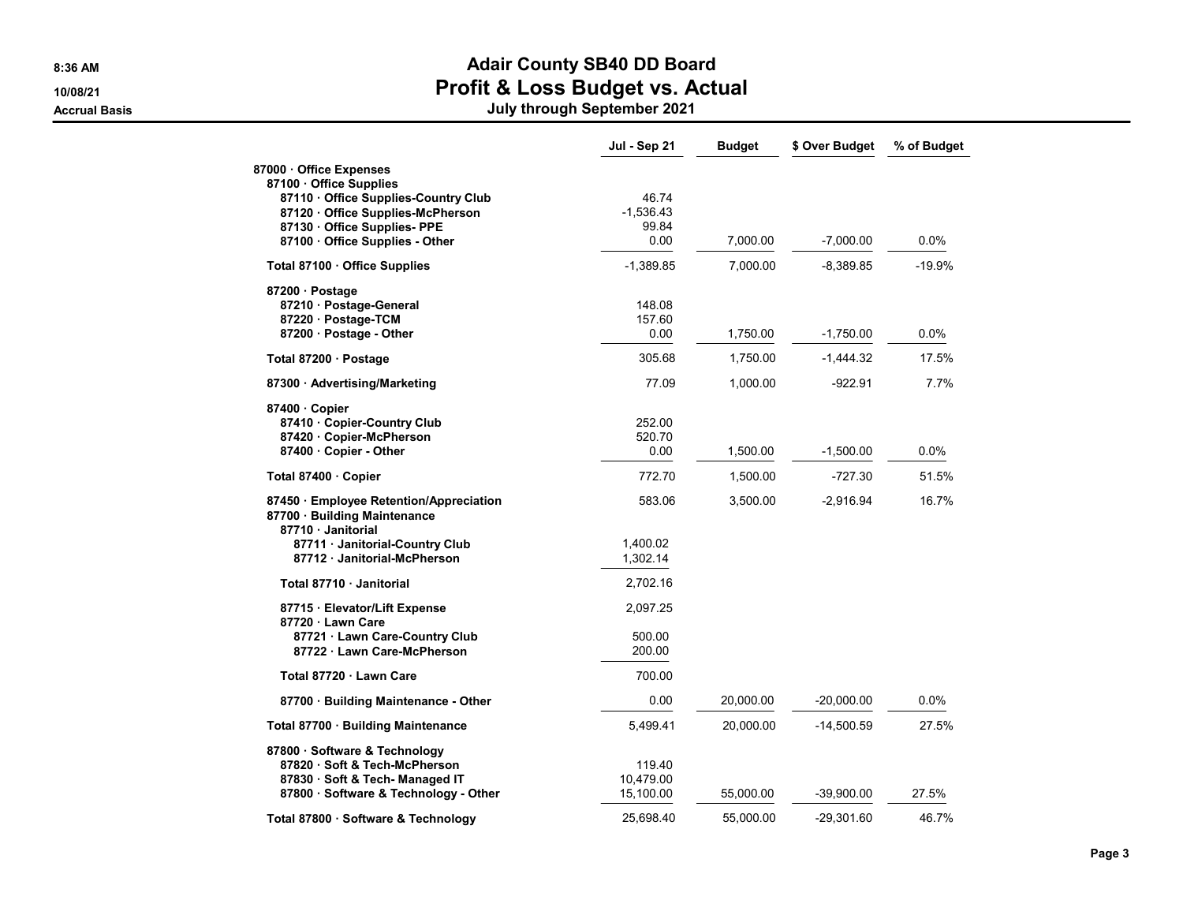# Adair County SB40 DD Board

## Profit & Loss Budget vs. Actual

### July through September 2021

8:36 AM
10/08/21
Accrual Basis

| | Jul - Sep 21 | Budget | $ Over Budget | % of Budget |
|---|---|---|---|---|
| 87000 · Office Expenses | | | | |
| 87100 · Office Supplies | | | | |
| 87110 · Office Supplies-Country Club | 46.74 | | | |
| 87120 · Office Supplies-McPherson | -1,536.43 | | | |
| 87130 · Office Supplies- PPE | 99.84 | | | |
| 87100 · Office Supplies - Other | 0.00 | 7,000.00 | -7,000.00 | 0.0% |
| Total 87100 · Office Supplies | -1,389.85 | 7,000.00 | -8,389.85 | -19.9% |
| 87200 · Postage | | | | |
| 87210 · Postage-General | 148.08 | | | |
| 87220 · Postage-TCM | 157.60 | | | |
| 87200 · Postage - Other | 0.00 | 1,750.00 | -1,750.00 | 0.0% |
| Total 87200 · Postage | 305.68 | 1,750.00 | -1,444.32 | 17.5% |
| 87300 · Advertising/Marketing | 77.09 | 1,000.00 | -922.91 | 7.7% |
| 87400 · Copier | | | | |
| 87410 · Copier-Country Club | 252.00 | | | |
| 87420 · Copier-McPherson | 520.70 | | | |
| 87400 · Copier - Other | 0.00 | 1,500.00 | -1,500.00 | 0.0% |
| Total 87400 · Copier | 772.70 | 1,500.00 | -727.30 | 51.5% |
| 87450 · Employee Retention/Appreciation | 583.06 | 3,500.00 | -2,916.94 | 16.7% |
| 87700 · Building Maintenance | | | | |
| 87710 · Janitorial | | | | |
| 87711 · Janitorial-Country Club | 1,400.02 | | | |
| 87712 · Janitorial-McPherson | 1,302.14 | | | |
| Total 87710 · Janitorial | 2,702.16 | | | |
| 87715 · Elevator/Lift Expense | 2,097.25 | | | |
| 87720 · Lawn Care | | | | |
| 87721 · Lawn Care-Country Club | 500.00 | | | |
| 87722 · Lawn Care-McPherson | 200.00 | | | |
| Total 87720 · Lawn Care | 700.00 | | | |
| 87700 · Building Maintenance - Other | 0.00 | 20,000.00 | -20,000.00 | 0.0% |
| Total 87700 · Building Maintenance | 5,499.41 | 20,000.00 | -14,500.59 | 27.5% |
| 87800 · Software & Technology | | | | |
| 87820 · Soft & Tech-McPherson | 119.40 | | | |
| 87830 · Soft & Tech- Managed IT | 10,479.00 | | | |
| 87800 · Software & Technology - Other | 15,100.00 | 55,000.00 | -39,900.00 | 27.5% |
| Total 87800 · Software & Technology | 25,698.40 | 55,000.00 | -29,301.60 | 46.7% |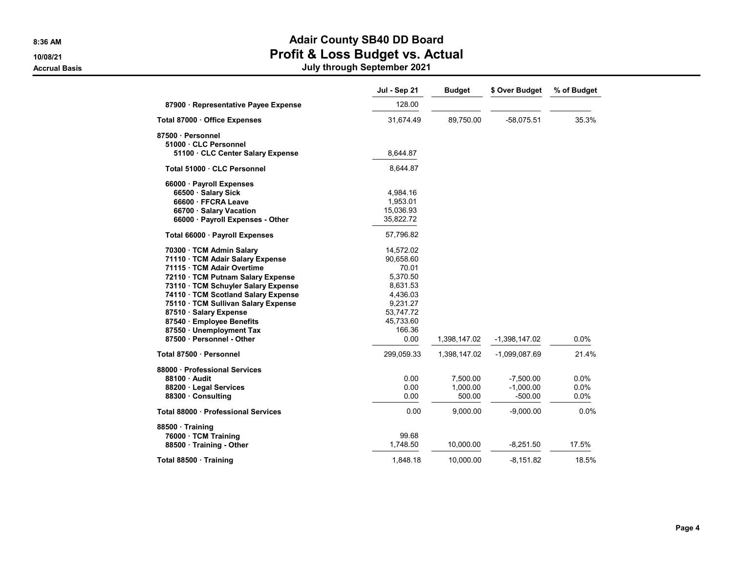# Adair County SB40 DD Board
## Profit & Loss Budget vs. Actual
### July through September 2021

8:36 AM
10/08/21
Accrual Basis

| | Jul - Sep 21 | Budget | $ Over Budget | % of Budget |
|---|---|---|---|---|
| 87900 · Representative Payee Expense | 128.00 | | | |
| **Total 87000 · Office Expenses** | 31,674.49 | 89,750.00 | -58,075.51 | 35.3% |
| **87500 · Personnel** | | | | |
| 51000 · CLC Personnel | | | | |
| 51100 · CLC Center Salary Expense | 8,644.87 | | | |
| **Total 51000 · CLC Personnel** | 8,644.87 | | | |
| 66000 · Payroll Expenses | | | | |
| 66500 · Salary Sick | 4,984.16 | | | |
| 66600 · FFCRA Leave | 1,953.01 | | | |
| 66700 · Salary Vacation | 15,036.93 | | | |
| 66000 · Payroll Expenses - Other | 35,822.72 | | | |
| **Total 66000 · Payroll Expenses** | 57,796.82 | | | |
| 70300 · TCM Admin Salary | 14,572.02 | | | |
| 71110 · TCM Adair Salary Expense | 90,658.60 | | | |
| 71115 · TCM Adair Overtime | 70.01 | | | |
| 72110 · TCM Putnam Salary Expense | 5,370.50 | | | |
| 73110 · TCM Schuyler Salary Expense | 8,631.53 | | | |
| 74110 · TCM Scotland Salary Expense | 4,436.03 | | | |
| 75110 · TCM Sullivan Salary Expense | 9,231.27 | | | |
| 87510 · Salary Expense | 53,747.72 | | | |
| 87540 · Employee Benefits | 45,733.60 | | | |
| 87550 · Unemployment Tax | 166.36 | | | |
| 87500 · Personnel - Other | 0.00 | 1,398,147.02 | -1,398,147.02 | 0.0% |
| **Total 87500 · Personnel** | 299,059.33 | 1,398,147.02 | -1,099,087.69 | 21.4% |
| **88000 · Professional Services** | | | | |
| 88100 · Audit | 0.00 | 7,500.00 | -7,500.00 | 0.0% |
| 88200 · Legal Services | 0.00 | 1,000.00 | -1,000.00 | 0.0% |
| 88300 · Consulting | 0.00 | 500.00 | -500.00 | 0.0% |
| **Total 88000 · Professional Services** | 0.00 | 9,000.00 | -9,000.00 | 0.0% |
| **88500 · Training** | | | | |
| 76000 · TCM Training | 99.68 | | | |
| 88500 · Training - Other | 1,748.50 | 10,000.00 | -8,251.50 | 17.5% |
| **Total 88500 · Training** | 1,848.18 | 10,000.00 | -8,151.82 | 18.5% |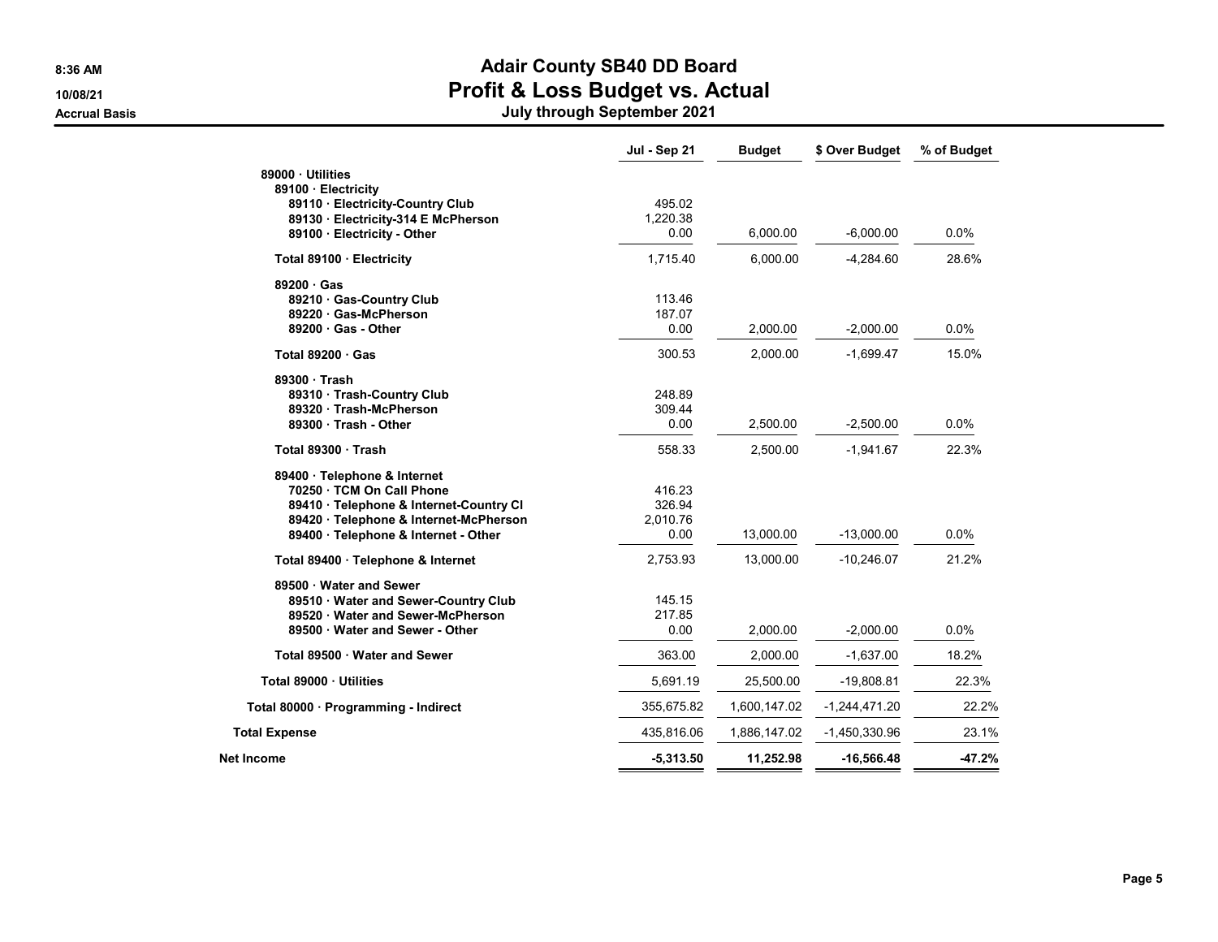# Adair County SB40 DD Board
## Profit & Loss Budget vs. Actual
### July through September 2021

8:36 AM
10/08/21
Accrual Basis

| | Jul - Sep 21 | Budget | $ Over Budget | % of Budget |
|---|---|---|---|---|
| 89000 · Utilities | | | | |
| 89100 · Electricity | | | | |
| 89110 · Electricity-Country Club | 495.02 | | | |
| 89130 · Electricity-314 E McPherson | 1,220.38 | | | |
| 89100 · Electricity - Other | 0.00 | 6,000.00 | -6,000.00 | 0.0% |
| Total 89100 · Electricity | 1,715.40 | 6,000.00 | -4,284.60 | 28.6% |
| 89200 · Gas | | | | |
| 89210 · Gas-Country Club | 113.46 | | | |
| 89220 · Gas-McPherson | 187.07 | | | |
| 89200 · Gas - Other | 0.00 | 2,000.00 | -2,000.00 | 0.0% |
| Total 89200 · Gas | 300.53 | 2,000.00 | -1,699.47 | 15.0% |
| 89300 · Trash | | | | |
| 89310 · Trash-Country Club | 248.89 | | | |
| 89320 · Trash-McPherson | 309.44 | | | |
| 89300 · Trash - Other | 0.00 | 2,500.00 | -2,500.00 | 0.0% |
| Total 89300 · Trash | 558.33 | 2,500.00 | -1,941.67 | 22.3% |
| 89400 · Telephone & Internet | | | | |
| 70250 · TCM On Call Phone | 416.23 | | | |
| 89410 · Telephone & Internet-Country Cl | 326.94 | | | |
| 89420 · Telephone & Internet-McPherson | 2,010.76 | | | |
| 89400 · Telephone & Internet - Other | 0.00 | 13,000.00 | -13,000.00 | 0.0% |
| Total 89400 · Telephone & Internet | 2,753.93 | 13,000.00 | -10,246.07 | 21.2% |
| 89500 · Water and Sewer | | | | |
| 89510 · Water and Sewer-Country Club | 145.15 | | | |
| 89520 · Water and Sewer-McPherson | 217.85 | | | |
| 89500 · Water and Sewer - Other | 0.00 | 2,000.00 | -2,000.00 | 0.0% |
| Total 89500 · Water and Sewer | 363.00 | 2,000.00 | -1,637.00 | 18.2% |
| Total 89000 · Utilities | 5,691.19 | 25,500.00 | -19,808.81 | 22.3% |
| Total 80000 · Programming - Indirect | 355,675.82 | 1,600,147.02 | -1,244,471.20 | 22.2% |
| Total Expense | 435,816.06 | 1,886,147.02 | -1,450,330.96 | 23.1% |
| **Net Income** | **-5,313.50** | **11,252.98** | **-16,566.48** | **-47.2%** |